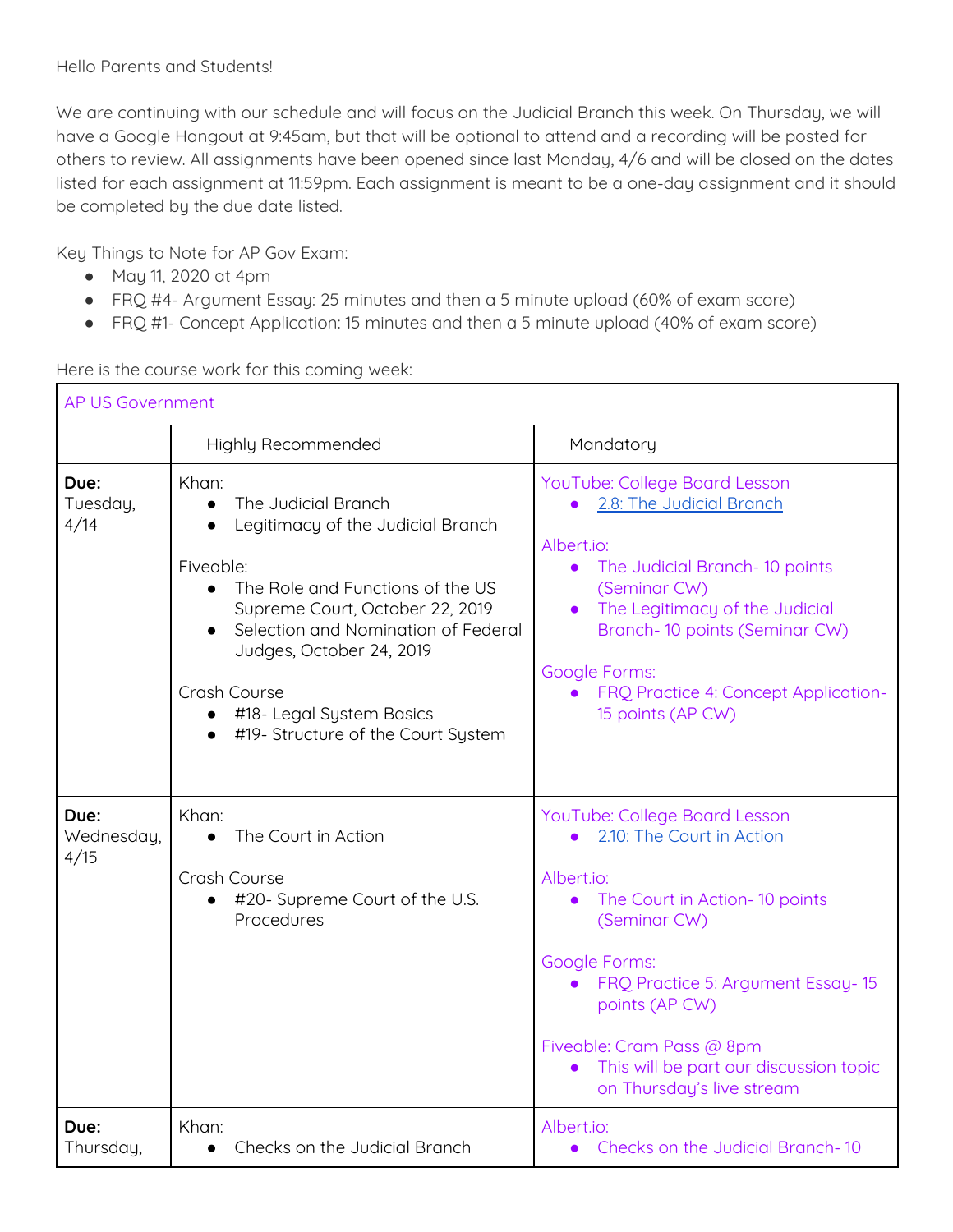Hello Parents and Students!

We are continuing with our schedule and will focus on the Judicial Branch this week. On Thursday, we will have a Google Hangout at 9:45am, but that will be optional to attend and a recording will be posted for others to review. All assignments have been opened since last Monday, 4/6 and will be closed on the dates listed for each assignment at 11:59pm. Each assignment is meant to be a one-day assignment and it should be completed by the due date listed.

Key Things to Note for AP Gov Exam:

- May 11, 2020 at 4pm
- FRQ #4- Argument Essay: 25 minutes and then a 5 minute upload (60% of exam score)
- FRQ #1- Concept Application: 15 minutes and then a 5 minute upload (40% of exam score)

Here is the course work for this coming week:

| AP US Government | | |
|---|---|---|
| | Highly Recommended | Mandatory |
| **Due:** Tuesday, 4/14 | Khan:<br>• The Judicial Branch<br>• Legitimacy of the Judicial Branch<br><br>Fiveable:<br>• The Role and Functions of the US Supreme Court, October 22, 2019<br>• Selection and Nomination of Federal Judges, October 24, 2019<br><br>Crash Course<br>• #18- Legal System Basics<br>• #19- Structure of the Court System | YouTube: College Board Lesson<br>• 2.8: The Judicial Branch<br><br>Albert.io:<br>• The Judicial Branch- 10 points (Seminar CW)<br>• The Legitimacy of the Judicial Branch- 10 points (Seminar CW)<br><br>Google Forms:<br>• FRQ Practice 4: Concept Application- 15 points (AP CW) |
| **Due:** Wednesday, 4/15 | Khan:<br>• The Court in Action<br><br>Crash Course<br>• #20- Supreme Court of the U.S. Procedures | YouTube: College Board Lesson<br>• 2.10: The Court in Action<br><br>Albert.io:<br>• The Court in Action- 10 points (Seminar CW)<br><br>Google Forms:<br>• FRQ Practice 5: Argument Essay- 15 points (AP CW)<br><br>Fiveable: Cram Pass @ 8pm<br>• This will be part our discussion topic on Thursday's live stream |
| **Due:** Thursday, | Khan:<br>• Checks on the Judicial Branch | Albert.io:<br>• Checks on the Judicial Branch- 10 |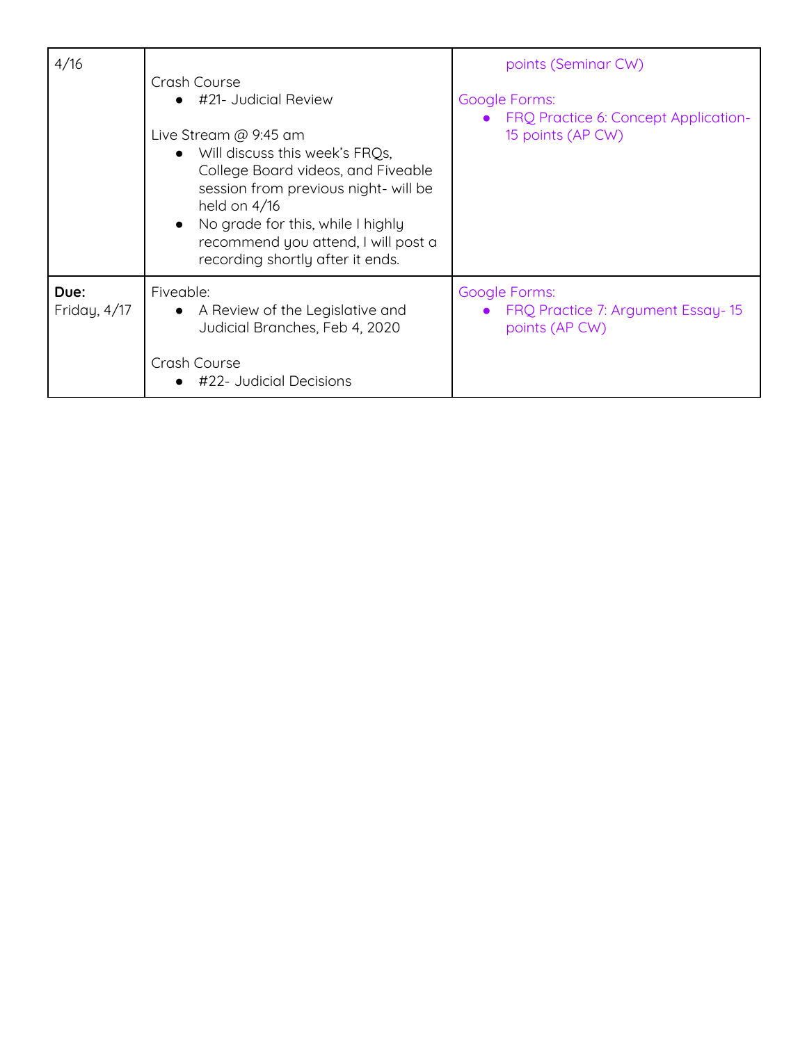| | | |
|---|---|---|
| 4/16 | Crash Course<br>● #21- Judicial Review<br><br>Live Stream @ 9:45 am<br>● Will discuss this week's FRQs, College Board videos, and Fiveable session from previous night- will be held on 4/16<br>● No grade for this, while I highly recommend you attend, I will post a recording shortly after it ends. | points (Seminar CW)<br><br>Google Forms:<br>● FRQ Practice 6: Concept Application- 15 points (AP CW) |
| **Due:** Friday, 4/17 | Fiveable:<br>● A Review of the Legislative and Judicial Branches, Feb 4, 2020<br><br>Crash Course<br>● #22- Judicial Decisions | Google Forms:<br>● FRQ Practice 7: Argument Essay- 15 points (AP CW) |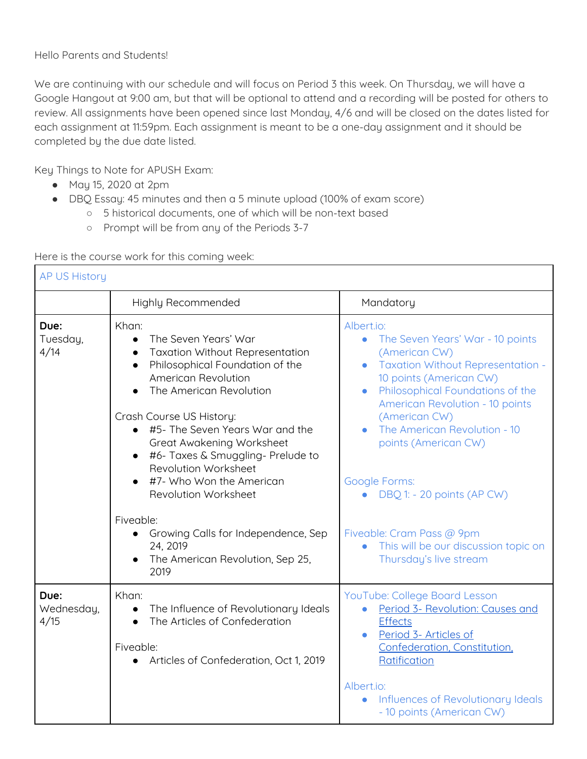Hello Parents and Students!

We are continuing with our schedule and will focus on Period 3 this week. On Thursday, we will have a Google Hangout at 9:00 am, but that will be optional to attend and a recording will be posted for others to review. All assignments have been opened since last Monday, 4/6 and will be closed on the dates listed for each assignment at 11:59pm. Each assignment is meant to be a one-day assignment and it should be completed by the due date listed.

Key Things to Note for APUSH Exam:

- May 15, 2020 at 2pm
- DBQ Essay: 45 minutes and then a 5 minute upload (100% of exam score)
  - 5 historical documents, one of which will be non-text based
  - Prompt will be from any of the Periods 3-7

Here is the course work for this coming week:

| AP US History | | |
|---|---|---|
| | Highly Recommended | Mandatory |
| **Due:** Tuesday, 4/14 | Khan:<br>• The Seven Years' War<br>• Taxation Without Representation<br>• Philosophical Foundation of the American Revolution<br>• The American Revolution<br><br>Crash Course US History:<br>• #5- The Seven Years War and the Great Awakening Worksheet<br>• #6- Taxes & Smuggling- Prelude to Revolution Worksheet<br>• #7- Who Won the American Revolution Worksheet<br><br>Fiveable:<br>• Growing Calls for Independence, Sep 24, 2019<br>• The American Revolution, Sep 25, 2019 | Albert.io:<br>• The Seven Years' War - 10 points (American CW)<br>• Taxation Without Representation - 10 points (American CW)<br>• Philosophical Foundations of the American Revolution - 10 points (American CW)<br>• The American Revolution - 10 points (American CW)<br><br>Google Forms:<br>• DBQ 1: - 20 points (AP CW)<br><br>Fiveable: Cram Pass @ 9pm<br>• This will be our discussion topic on Thursday's live stream |
| **Due:** Wednesday, 4/15 | Khan:<br>• The Influence of Revolutionary Ideals<br>• The Articles of Confederation<br><br>Fiveable:<br>• Articles of Confederation, Oct 1, 2019 | YouTube: College Board Lesson<br>• Period 3- Revolution: Causes and Effects<br>• Period 3- Articles of Confederation, Constitution, Ratification<br><br>Albert.io:<br>• Influences of Revolutionary Ideals - 10 points (American CW) |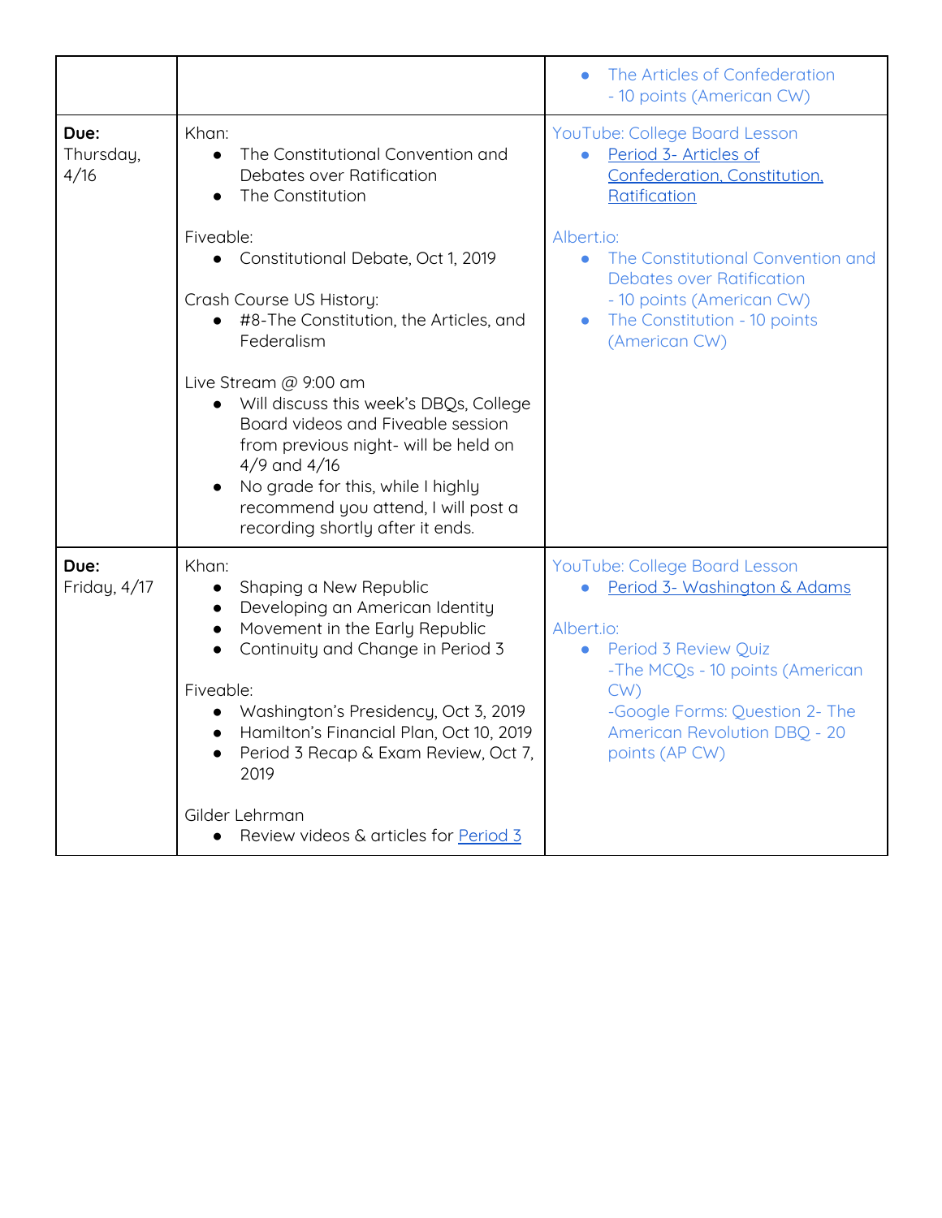| | | |
|---|---|---|
| | | • The Articles of Confederation - 10 points (American CW) |
| **Due:** Thursday, 4/16 | Khan:<br>• The Constitutional Convention and Debates over Ratification<br>• The Constitution<br><br>Fiveable:<br>• Constitutional Debate, Oct 1, 2019<br><br>Crash Course US History:<br>• #8-The Constitution, the Articles, and Federalism<br><br>Live Stream @ 9:00 am<br>• Will discuss this week's DBQs, College Board videos and Fiveable session from previous night- will be held on 4/9 and 4/16<br>• No grade for this, while I highly recommend you attend, I will post a recording shortly after it ends. | YouTube: College Board Lesson<br>• Period 3- Articles of Confederation, Constitution, Ratification<br><br>Albert.io:<br>• The Constitutional Convention and Debates over Ratification - 10 points (American CW)<br>• The Constitution - 10 points (American CW) |
| **Due:** Friday, 4/17 | Khan:<br>• Shaping a New Republic<br>• Developing an American Identity<br>• Movement in the Early Republic<br>• Continuity and Change in Period 3<br><br>Fiveable:<br>• Washington's Presidency, Oct 3, 2019<br>• Hamilton's Financial Plan, Oct 10, 2019<br>• Period 3 Recap & Exam Review, Oct 7, 2019<br><br>Gilder Lehrman<br>• Review videos & articles for Period 3 | YouTube: College Board Lesson<br>• Period 3- Washington & Adams<br><br>Albert.io:<br>• Period 3 Review Quiz<br>-The MCQs - 10 points (American CW)<br>-Google Forms: Question 2- The American Revolution DBQ - 20 points (AP CW) |